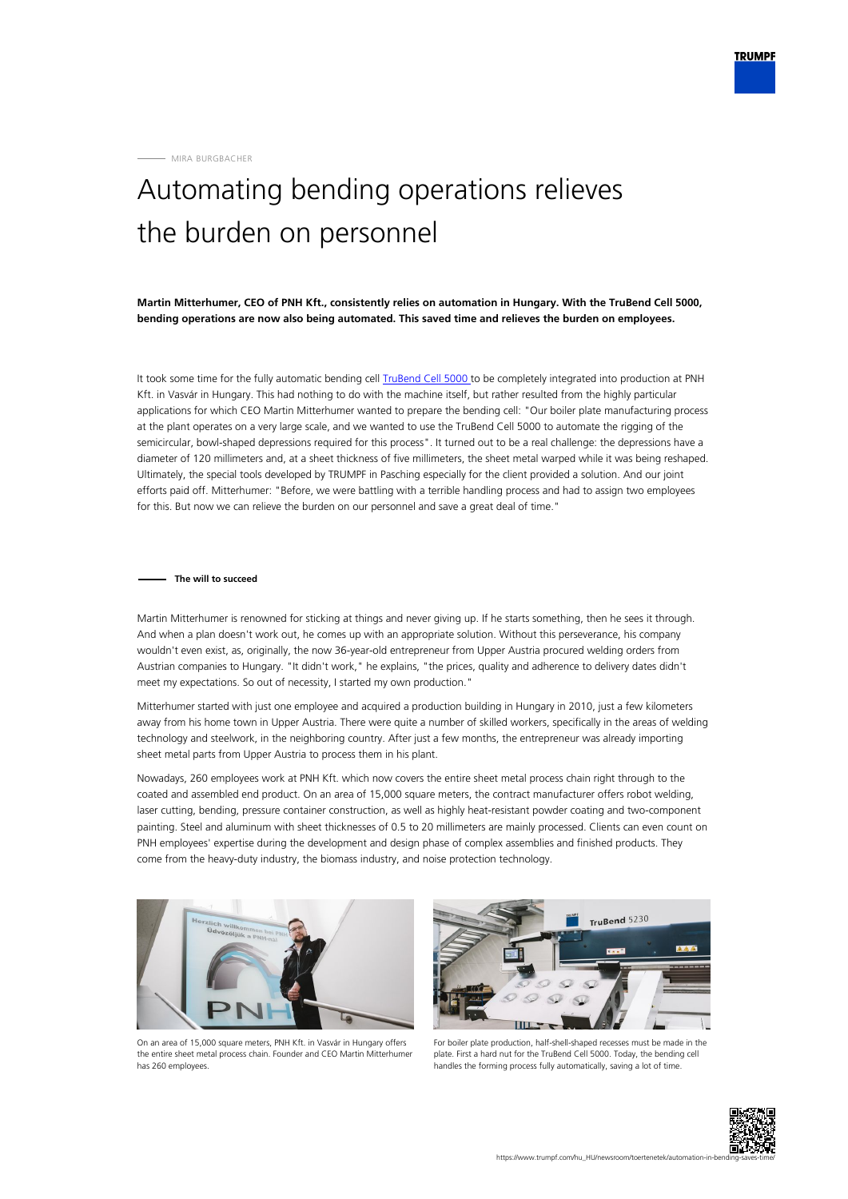MIRA BURGBACHER

# Automating bending operations relieves the burden on personnel

**Martin Mitterhumer, CEO of PNH Kft., consistently relies on automation in Hungary. With the TruBend Cell 5000, bending operations are now also being automated. This saved time and relieves the burden on employees.**

It took some time for the fully automatic bending cell TruBend Cell 5000 to be completely integrated into production at PNH Kft. in Vasvár in Hungary. This had nothing to do with the machine itself, but rather resulted from the highly particular applications for which CEO Martin Mitterhumer wanted to prepare the bending cell: "Our boiler plate manufacturing process at the plant operates on a very large scale, and we wanted to use the TruBend Cell 5000 to automate the rigging of the semicircular, bowl-shaped depressions required for this process". It turned out to be a real challenge: the depressions have a diameter of 120 millimeters and, at a sheet thickness of five millimeters, the sheet metal warped while it was being reshaped. Ultimately, the special tools developed by TRUMPF in Pasching especially for the client provided a solution. And our joint efforts paid off. Mitterhumer: "Before, we were battling with a terrible handling process and had to assign two employees for this. But now we can relieve the burden on our personnel and save a great deal of time."

## The will to succeed

Martin Mitterhumer is renowned for sticking at things and never giving up. If he starts something, then he sees it through. And when a plan doesn't work out, he comes up with an appropriate solution. Without this perseverance, his company wouldn't even exist, as, originally, the now 36-year-old entrepreneur from Upper Austria procured welding orders from Austrian companies to Hungary. "It didn't work," he explains, "the prices, quality and adherence to delivery dates didn't meet my expectations. So out of necessity, I started my own production."

Mitterhumer started with just one employee and acquired a production building in Hungary in 2010, just a few kilometers away from his home town in Upper Austria. There were quite a number of skilled workers, specifically in the areas of welding technology and steelwork, in the neighboring country. After just a few months, the entrepreneur was already importing sheet metal parts from Upper Austria to process them in his plant.

Nowadays, 260 employees work at PNH Kft. which now covers the entire sheet metal process chain right through to the coated and assembled end product. On an area of 15,000 square meters, the contract manufacturer offers robot welding, laser cutting, bending, pressure container construction, as well as highly heat-resistant powder coating and two-component painting. Steel and aluminum with sheet thicknesses of 0.5 to 20 millimeters are mainly processed. Clients can even count on PNH employees' expertise during the development and design phase of complex assemblies and finished products. They come from the heavy-duty industry, the biomass industry, and noise protection technology.

On an area of 15,000 square meters, PNH Kft. in Vasvár in Hungary offers the entire sheet metal process chain. Founder and CEO Martin Mitterhumer has 260 employees.

For boiler plate production, half-shell-shaped recesses must be made in the plate. First a hard nut for the TruBend Cell 5000. Today, the bending cell handles the forming process fully automatically, saving a lot of time.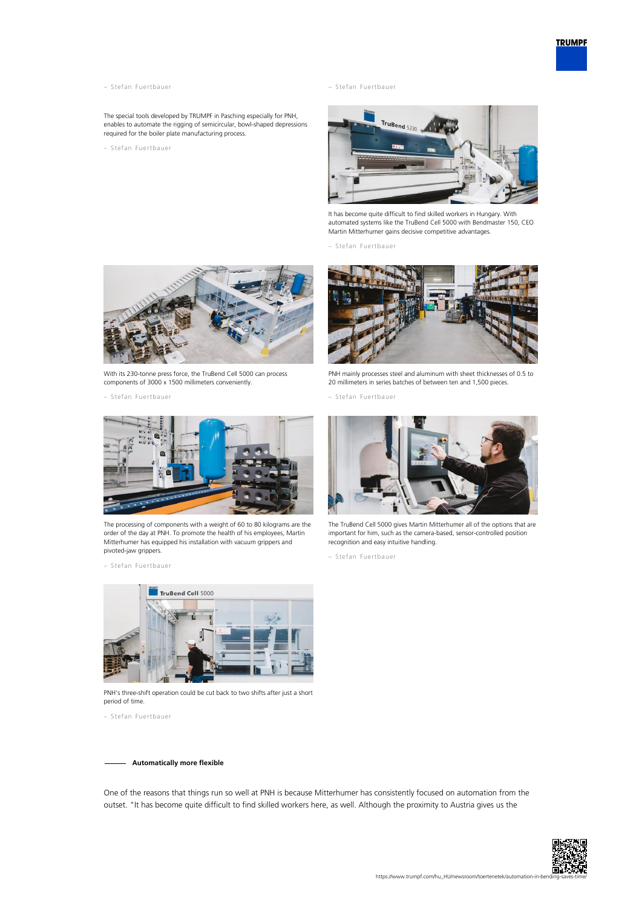– Stefan Fuertbauer

– Stefan Fuertbauer

The special tools developed by TRUMPF in Pasching especially for PNH, enables to automate the rigging of semicircular, bowl-shaped depressions required for the boiler plate manufacturing process.

– Stefan Fuertbauer

It has become quite difficult to find skilled workers in Hungary. With automated systems like the TruBend Cell 5000 with Bendmaster 150, CEO Martin Mitterhumer gains decisive competitive advantages.

– Stefan Fuertbauer

With its 230-tonne press force, the TruBend Cell 5000 can process components of 3000 x 1500 millimeters conveniently.

– Stefan Fuertbauer

PNH mainly processes steel and aluminum with sheet thicknesses of 0.5 to 20 millimeters in series batches of between ten and 1,500 pieces.

– Stefan Fuertbauer

The processing of components with a weight of 60 to 80 kilograms are the order of the day at PNH. To promote the health of his employees, Martin Mitterhumer has equipped his installation with vacuum grippers and pivoted-jaw grippers.

– Stefan Fuertbauer

The TruBend Cell 5000 gives Martin Mitterhumer all of the options that are important for him, such as the camera-based, sensor-controlled position recognition and easy intuitive handling.

– Stefan Fuertbauer

PNH's three-shift operation could be cut back to two shifts after just a short period of time.

– Stefan Fuertbauer

### Automatically more flexible

One of the reasons that things run so well at PNH is because Mitterhumer has consistently focused on automation from the outset. "It has become quite difficult to find skilled workers here, as well. Although the proximity to Austria gives us the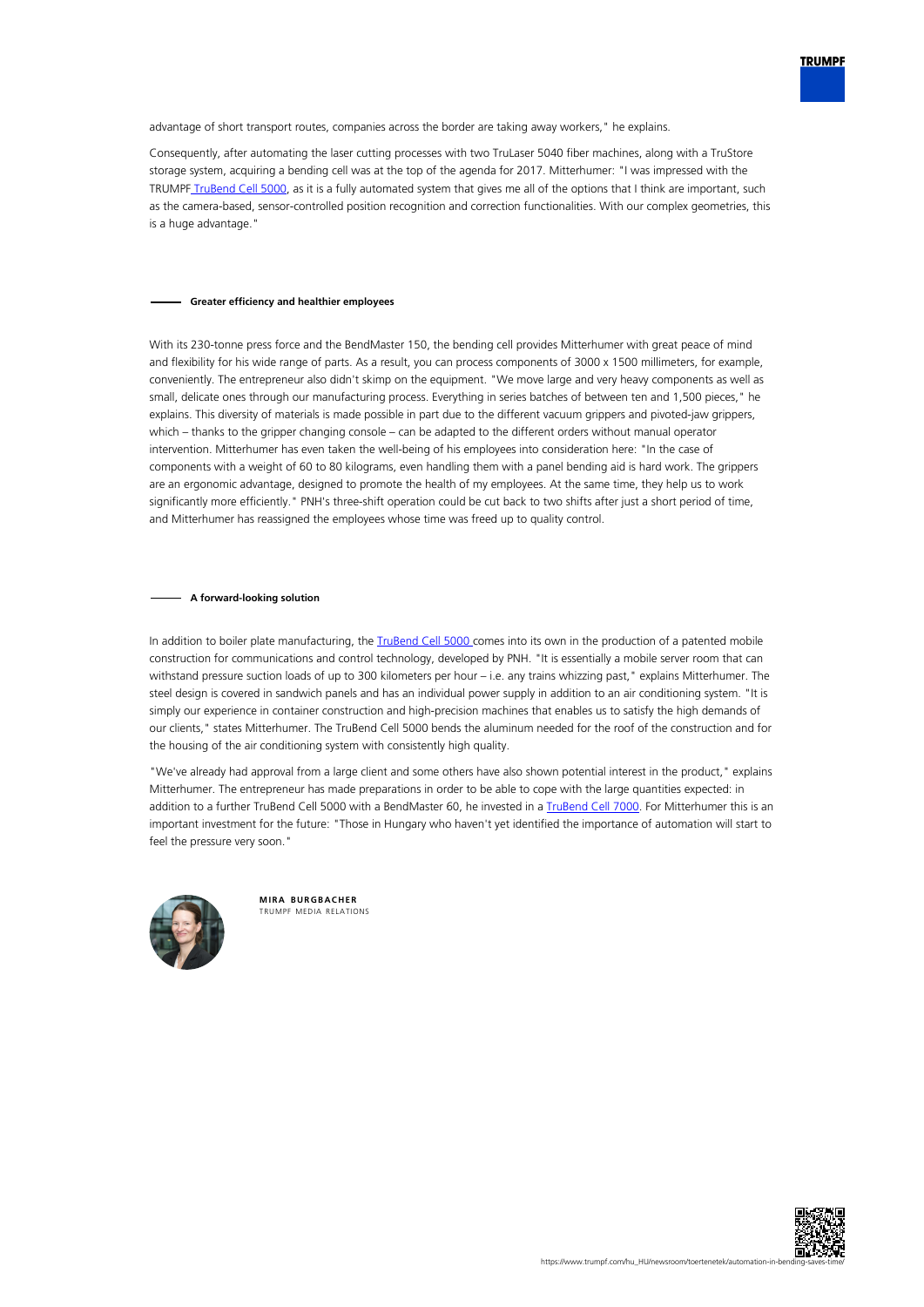advantage of short transport routes, companies across the border are taking away workers," he explains.

Consequently, after automating the laser cutting processes with two TruLaser 5040 fiber machines, along with a TruStore storage system, acquiring a bending cell was at the top of the agenda for 2017. Mitterhumer: "I was impressed with the TRUMPF TruBend Cell 5000, as it is a fully automated system that gives me all of the options that I think are important, such as the camera-based, sensor-controlled position recognition and correction functionalities. With our complex geometries, this is a huge advantage."

### Greater efficiency and healthier employees

With its 230-tonne press force and the BendMaster 150, the bending cell provides Mitterhumer with great peace of mind and flexibility for his wide range of parts. As a result, you can process components of 3000 x 1500 millimeters, for example, conveniently. The entrepreneur also didn't skimp on the equipment. "We move large and very heavy components as well as small, delicate ones through our manufacturing process. Everything in series batches of between ten and 1,500 pieces," he explains. This diversity of materials is made possible in part due to the different vacuum grippers and pivoted-jaw grippers, which – thanks to the gripper changing console – can be adapted to the different orders without manual operator intervention. Mitterhumer has even taken the well-being of his employees into consideration here: "In the case of components with a weight of 60 to 80 kilograms, even handling them with a panel bending aid is hard work. The grippers are an ergonomic advantage, designed to promote the health of my employees. At the same time, they help us to work significantly more efficiently." PNH's three-shift operation could be cut back to two shifts after just a short period of time, and Mitterhumer has reassigned the employees whose time was freed up to quality control.

### A forward-looking solution

In addition to boiler plate manufacturing, the TruBend Cell 5000 comes into its own in the production of a patented mobile construction for communications and control technology, developed by PNH. "It is essentially a mobile server room that can withstand pressure suction loads of up to 300 kilometers per hour – i.e. any trains whizzing past," explains Mitterhumer. The steel design is covered in sandwich panels and has an individual power supply in addition to an air conditioning system. "It is simply our experience in container construction and high-precision machines that enables us to satisfy the high demands of our clients," states Mitterhumer. The TruBend Cell 5000 bends the aluminum needed for the roof of the construction and for the housing of the air conditioning system with consistently high quality.

"We've already had approval from a large client and some others have also shown potential interest in the product," explains Mitterhumer. The entrepreneur has made preparations in order to be able to cope with the large quantities expected: in addition to a further TruBend Cell 5000 with a BendMaster 60, he invested in a TruBend Cell 7000. For Mitterhumer this is an important investment for the future: "Those in Hungary who haven't yet identified the importance of automation will start to feel the pressure very soon."

**MIRA BURGBACHER**
TRUMPF MEDIA RELATIONS